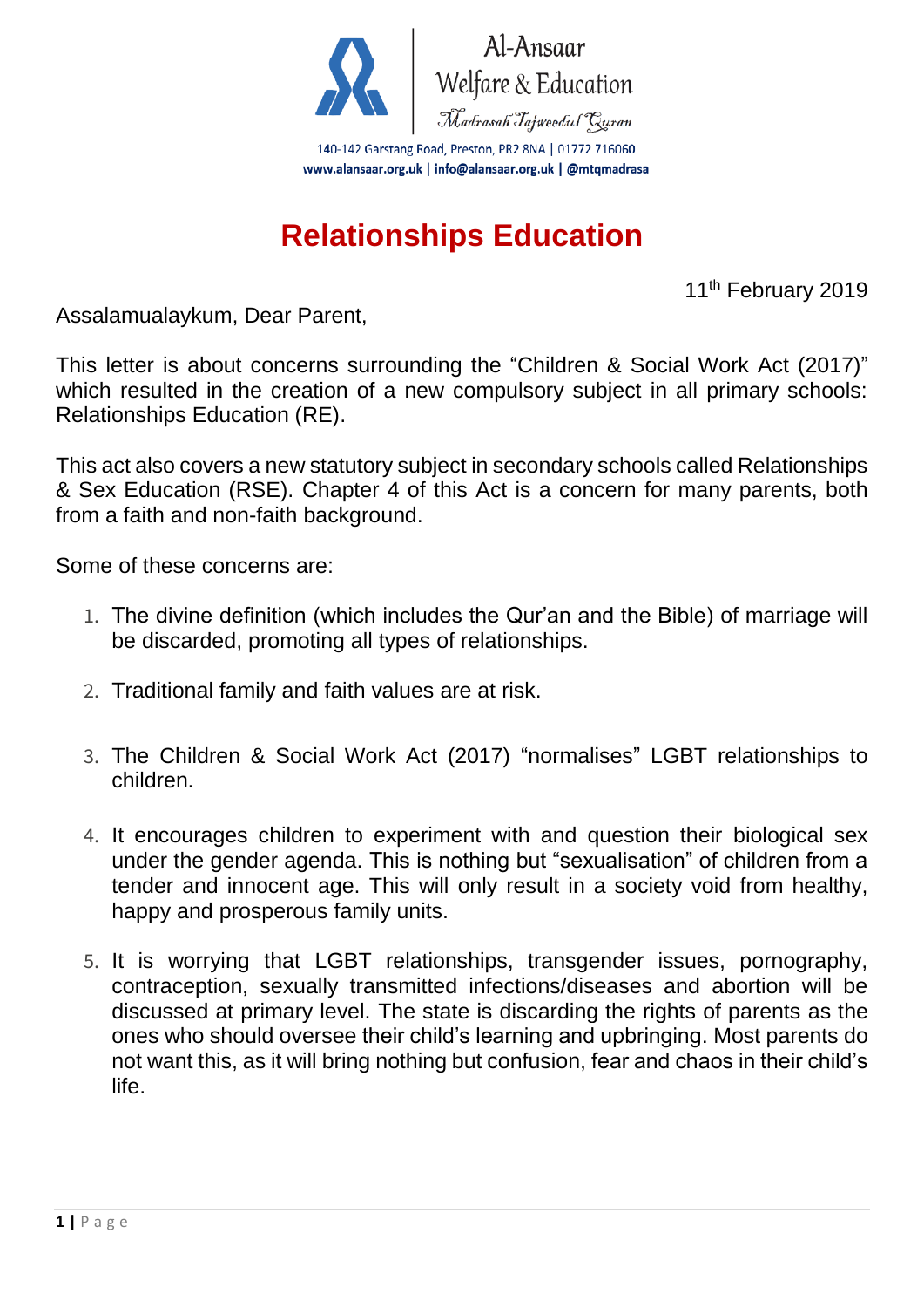Al-Ansaar
Welfare & Education
*Madrasah Tajweedul Quran*

140-142 Garstang Road, Preston, PR2 8NA | 01772 716060
www.alansaar.org.uk | info@alansaar.org.uk | @mtqmadrasa

# Relationships Education

11th February 2019

Assalamualaykum, Dear Parent,

This letter is about concerns surrounding the "Children & Social Work Act (2017)" which resulted in the creation of a new compulsory subject in all primary schools: Relationships Education (RE).

This act also covers a new statutory subject in secondary schools called Relationships & Sex Education (RSE). Chapter 4 of this Act is a concern for many parents, both from a faith and non-faith background.

Some of these concerns are:

1. The divine definition (which includes the Qur'an and the Bible) of marriage will be discarded, promoting all types of relationships.

2. Traditional family and faith values are at risk.

3. The Children & Social Work Act (2017) "normalises" LGBT relationships to children.

4. It encourages children to experiment with and question their biological sex under the gender agenda. This is nothing but "sexualisation" of children from a tender and innocent age. This will only result in a society void from healthy, happy and prosperous family units.

5. It is worrying that LGBT relationships, transgender issues, pornography, contraception, sexually transmitted infections/diseases and abortion will be discussed at primary level. The state is discarding the rights of parents as the ones who should oversee their child's learning and upbringing. Most parents do not want this, as it will bring nothing but confusion, fear and chaos in their child's life.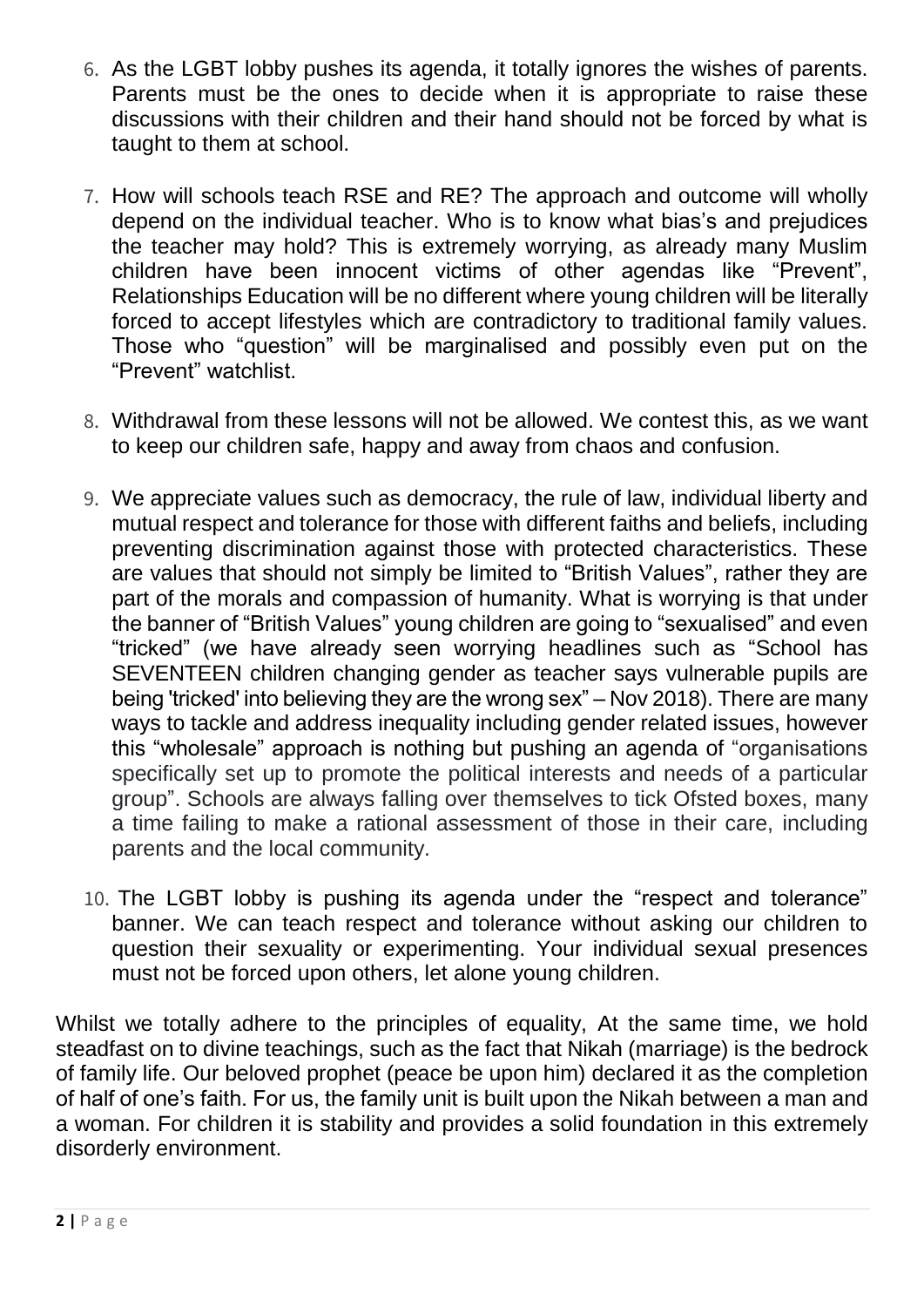6. As the LGBT lobby pushes its agenda, it totally ignores the wishes of parents. Parents must be the ones to decide when it is appropriate to raise these discussions with their children and their hand should not be forced by what is taught to them at school.

7. How will schools teach RSE and RE? The approach and outcome will wholly depend on the individual teacher. Who is to know what bias's and prejudices the teacher may hold? This is extremely worrying, as already many Muslim children have been innocent victims of other agendas like "Prevent", Relationships Education will be no different where young children will be literally forced to accept lifestyles which are contradictory to traditional family values. Those who "question" will be marginalised and possibly even put on the "Prevent" watchlist.

8. Withdrawal from these lessons will not be allowed. We contest this, as we want to keep our children safe, happy and away from chaos and confusion.

9. We appreciate values such as democracy, the rule of law, individual liberty and mutual respect and tolerance for those with different faiths and beliefs, including preventing discrimination against those with protected characteristics. These are values that should not simply be limited to "British Values", rather they are part of the morals and compassion of humanity. What is worrying is that under the banner of "British Values" young children are going to "sexualised" and even "tricked" (we have already seen worrying headlines such as "School has SEVENTEEN children changing gender as teacher says vulnerable pupils are being 'tricked' into believing they are the wrong sex" – Nov 2018). There are many ways to tackle and address inequality including gender related issues, however this "wholesale" approach is nothing but pushing an agenda of "organisations specifically set up to promote the political interests and needs of a particular group". Schools are always falling over themselves to tick Ofsted boxes, many a time failing to make a rational assessment of those in their care, including parents and the local community.

10. The LGBT lobby is pushing its agenda under the "respect and tolerance" banner. We can teach respect and tolerance without asking our children to question their sexuality or experimenting. Your individual sexual presences must not be forced upon others, let alone young children.

Whilst we totally adhere to the principles of equality, At the same time, we hold steadfast on to divine teachings, such as the fact that Nikah (marriage) is the bedrock of family life. Our beloved prophet (peace be upon him) declared it as the completion of half of one's faith. For us, the family unit is built upon the Nikah between a man and a woman. For children it is stability and provides a solid foundation in this extremely disorderly environment.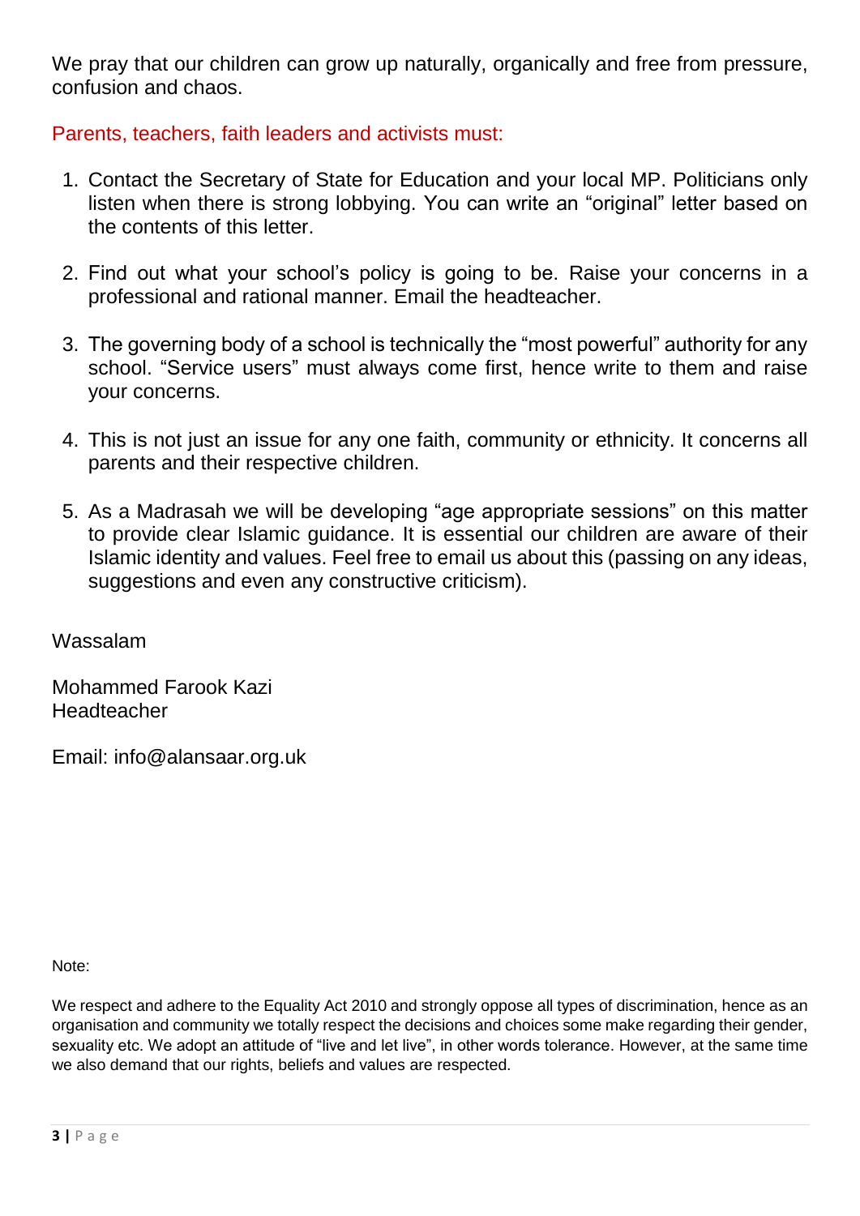We pray that our children can grow up naturally, organically and free from pressure, confusion and chaos.

Parents, teachers, faith leaders and activists must:

1. Contact the Secretary of State for Education and your local MP. Politicians only listen when there is strong lobbying. You can write an "original" letter based on the contents of this letter.

2. Find out what your school's policy is going to be. Raise your concerns in a professional and rational manner. Email the headteacher.

3. The governing body of a school is technically the "most powerful" authority for any school. "Service users" must always come first, hence write to them and raise your concerns.

4. This is not just an issue for any one faith, community or ethnicity. It concerns all parents and their respective children.

5. As a Madrasah we will be developing "age appropriate sessions" on this matter to provide clear Islamic guidance. It is essential our children are aware of their Islamic identity and values. Feel free to email us about this (passing on any ideas, suggestions and even any constructive criticism).

Wassalam

Mohammed Farook Kazi
Headteacher

Email: info@alansaar.org.uk

Note:

We respect and adhere to the Equality Act 2010 and strongly oppose all types of discrimination, hence as an organisation and community we totally respect the decisions and choices some make regarding their gender, sexuality etc. We adopt an attitude of "live and let live", in other words tolerance. However, at the same time we also demand that our rights, beliefs and values are respected.